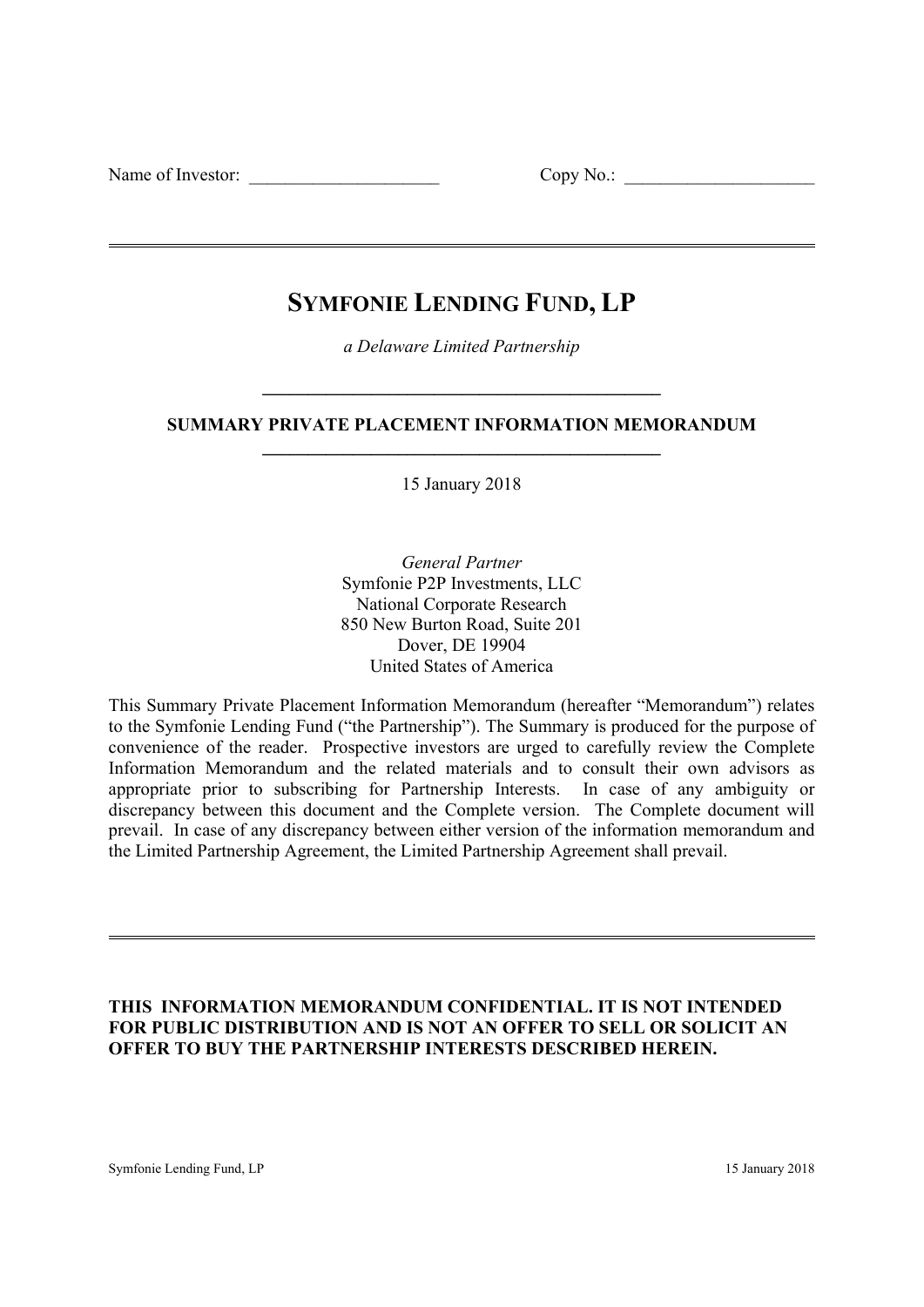Name of Investor: \_\_\_\_\_\_\_\_\_\_\_\_\_\_\_\_\_\_\_\_\_ Copy No.: \_\_\_\_\_\_\_\_\_\_\_\_\_\_\_\_\_\_\_\_\_

---

# SYMFONIE LENDING FUND, LP

*a Delaware Limited Partnership*

## SUMMARY PRIVATE PLACEMENT INFORMATION MEMORANDUM

15 January 2018

*General Partner*
Symfonie P2P Investments, LLC
National Corporate Research
850 New Burton Road, Suite 201
Dover, DE 19904
United States of America

This Summary Private Placement Information Memorandum (hereafter "Memorandum") relates to the Symfonie Lending Fund ("the Partnership"). The Summary is produced for the purpose of convenience of the reader. Prospective investors are urged to carefully review the Complete Information Memorandum and the related materials and to consult their own advisors as appropriate prior to subscribing for Partnership Interests. In case of any ambiguity or discrepancy between this document and the Complete version. The Complete document will prevail. In case of any discrepancy between either version of the information memorandum and the Limited Partnership Agreement, the Limited Partnership Agreement shall prevail.

---

**THIS INFORMATION MEMORANDUM CONFIDENTIAL. IT IS NOT INTENDED FOR PUBLIC DISTRIBUTION AND IS NOT AN OFFER TO SELL OR SOLICIT AN OFFER TO BUY THE PARTNERSHIP INTERESTS DESCRIBED HEREIN.**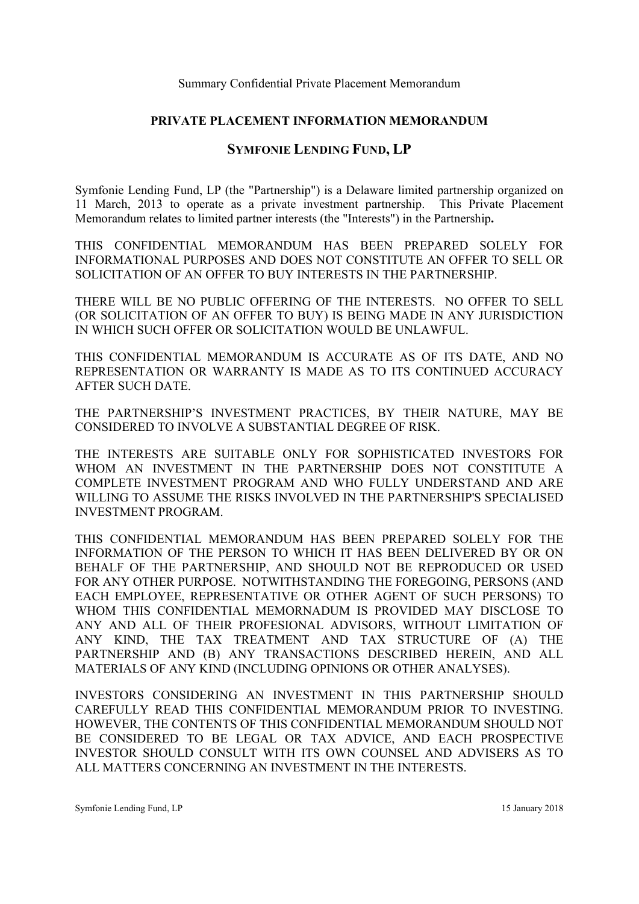Summary Confidential Private Placement Memorandum

## PRIVATE PLACEMENT INFORMATION MEMORANDUM

## SYMFONIE LENDING FUND, LP

Symfonie Lending Fund, LP (the "Partnership") is a Delaware limited partnership organized on 11 March, 2013 to operate as a private investment partnership. This Private Placement Memorandum relates to limited partner interests (the "Interests") in the Partnership**.**

THIS CONFIDENTIAL MEMORANDUM HAS BEEN PREPARED SOLELY FOR INFORMATIONAL PURPOSES AND DOES NOT CONSTITUTE AN OFFER TO SELL OR SOLICITATION OF AN OFFER TO BUY INTERESTS IN THE PARTNERSHIP.

THERE WILL BE NO PUBLIC OFFERING OF THE INTERESTS. NO OFFER TO SELL (OR SOLICITATION OF AN OFFER TO BUY) IS BEING MADE IN ANY JURISDICTION IN WHICH SUCH OFFER OR SOLICITATION WOULD BE UNLAWFUL.

THIS CONFIDENTIAL MEMORANDUM IS ACCURATE AS OF ITS DATE, AND NO REPRESENTATION OR WARRANTY IS MADE AS TO ITS CONTINUED ACCURACY AFTER SUCH DATE.

THE PARTNERSHIP'S INVESTMENT PRACTICES, BY THEIR NATURE, MAY BE CONSIDERED TO INVOLVE A SUBSTANTIAL DEGREE OF RISK.

THE INTERESTS ARE SUITABLE ONLY FOR SOPHISTICATED INVESTORS FOR WHOM AN INVESTMENT IN THE PARTNERSHIP DOES NOT CONSTITUTE A COMPLETE INVESTMENT PROGRAM AND WHO FULLY UNDERSTAND AND ARE WILLING TO ASSUME THE RISKS INVOLVED IN THE PARTNERSHIP'S SPECIALISED INVESTMENT PROGRAM.

THIS CONFIDENTIAL MEMORANDUM HAS BEEN PREPARED SOLELY FOR THE INFORMATION OF THE PERSON TO WHICH IT HAS BEEN DELIVERED BY OR ON BEHALF OF THE PARTNERSHIP, AND SHOULD NOT BE REPRODUCED OR USED FOR ANY OTHER PURPOSE. NOTWITHSTANDING THE FOREGOING, PERSONS (AND EACH EMPLOYEE, REPRESENTATIVE OR OTHER AGENT OF SUCH PERSONS) TO WHOM THIS CONFIDENTIAL MEMORNADUM IS PROVIDED MAY DISCLOSE TO ANY AND ALL OF THEIR PROFESIONAL ADVISORS, WITHOUT LIMITATION OF ANY KIND, THE TAX TREATMENT AND TAX STRUCTURE OF (A) THE PARTNERSHIP AND (B) ANY TRANSACTIONS DESCRIBED HEREIN, AND ALL MATERIALS OF ANY KIND (INCLUDING OPINIONS OR OTHER ANALYSES).

INVESTORS CONSIDERING AN INVESTMENT IN THIS PARTNERSHIP SHOULD CAREFULLY READ THIS CONFIDENTIAL MEMORANDUM PRIOR TO INVESTING. HOWEVER, THE CONTENTS OF THIS CONFIDENTIAL MEMORANDUM SHOULD NOT BE CONSIDERED TO BE LEGAL OR TAX ADVICE, AND EACH PROSPECTIVE INVESTOR SHOULD CONSULT WITH ITS OWN COUNSEL AND ADVISERS AS TO ALL MATTERS CONCERNING AN INVESTMENT IN THE INTERESTS.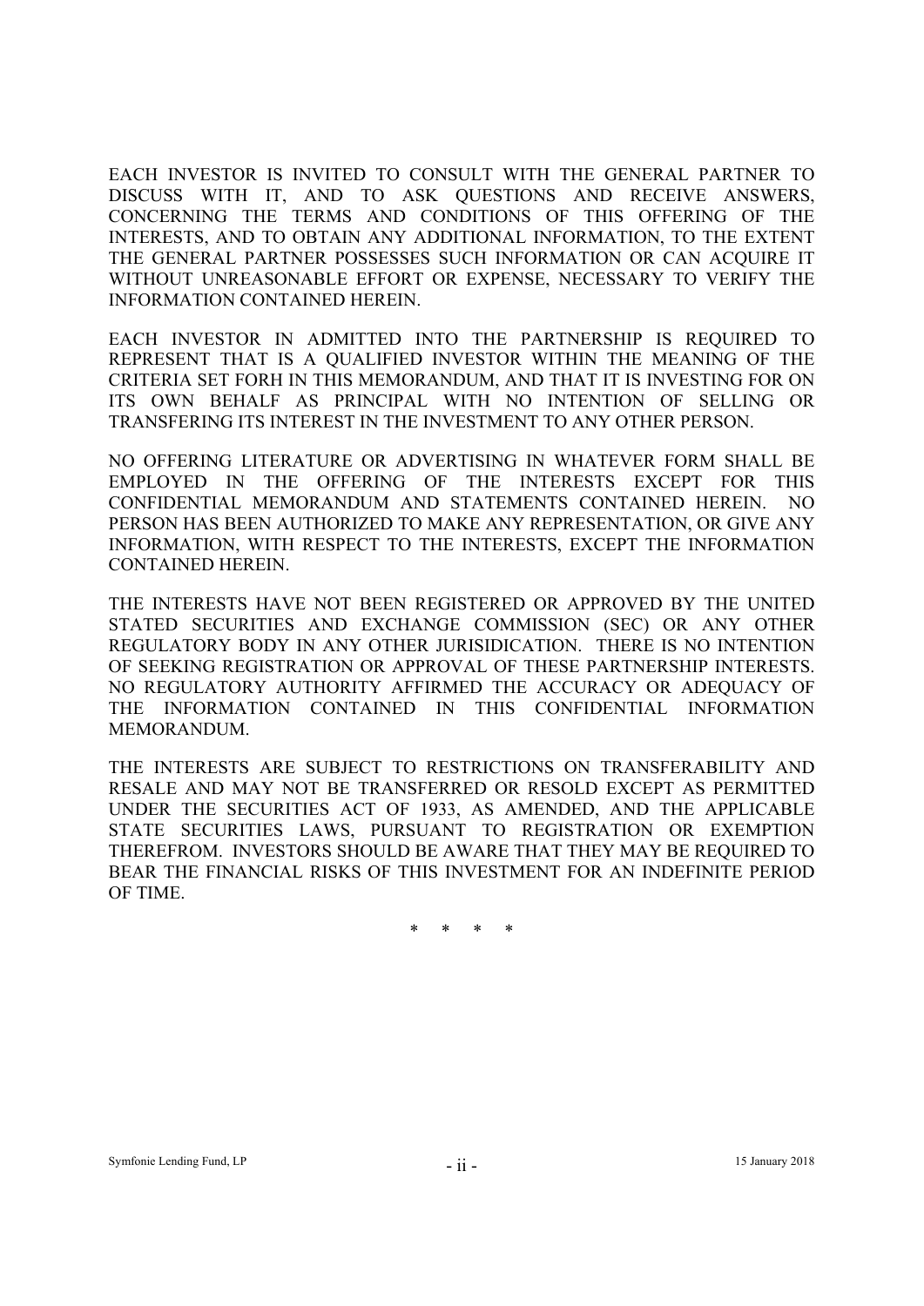EACH INVESTOR IS INVITED TO CONSULT WITH THE GENERAL PARTNER TO DISCUSS WITH IT, AND TO ASK QUESTIONS AND RECEIVE ANSWERS, CONCERNING THE TERMS AND CONDITIONS OF THIS OFFERING OF THE INTERESTS, AND TO OBTAIN ANY ADDITIONAL INFORMATION, TO THE EXTENT THE GENERAL PARTNER POSSESSES SUCH INFORMATION OR CAN ACQUIRE IT WITHOUT UNREASONABLE EFFORT OR EXPENSE, NECESSARY TO VERIFY THE INFORMATION CONTAINED HEREIN.

EACH INVESTOR IN ADMITTED INTO THE PARTNERSHIP IS REQUIRED TO REPRESENT THAT IS A QUALIFIED INVESTOR WITHIN THE MEANING OF THE CRITERIA SET FORH IN THIS MEMORANDUM, AND THAT IT IS INVESTING FOR ON ITS OWN BEHALF AS PRINCIPAL WITH NO INTENTION OF SELLING OR TRANSFERING ITS INTEREST IN THE INVESTMENT TO ANY OTHER PERSON.

NO OFFERING LITERATURE OR ADVERTISING IN WHATEVER FORM SHALL BE EMPLOYED IN THE OFFERING OF THE INTERESTS EXCEPT FOR THIS CONFIDENTIAL MEMORANDUM AND STATEMENTS CONTAINED HEREIN. NO PERSON HAS BEEN AUTHORIZED TO MAKE ANY REPRESENTATION, OR GIVE ANY INFORMATION, WITH RESPECT TO THE INTERESTS, EXCEPT THE INFORMATION CONTAINED HEREIN.

THE INTERESTS HAVE NOT BEEN REGISTERED OR APPROVED BY THE UNITED STATED SECURITIES AND EXCHANGE COMMISSION (SEC) OR ANY OTHER REGULATORY BODY IN ANY OTHER JURISIDICATION. THERE IS NO INTENTION OF SEEKING REGISTRATION OR APPROVAL OF THESE PARTNERSHIP INTERESTS. NO REGULATORY AUTHORITY AFFIRMED THE ACCURACY OR ADEQUACY OF THE INFORMATION CONTAINED IN THIS CONFIDENTIAL INFORMATION MEMORANDUM.

THE INTERESTS ARE SUBJECT TO RESTRICTIONS ON TRANSFERABILITY AND RESALE AND MAY NOT BE TRANSFERRED OR RESOLD EXCEPT AS PERMITTED UNDER THE SECURITIES ACT OF 1933, AS AMENDED, AND THE APPLICABLE STATE SECURITIES LAWS, PURSUANT TO REGISTRATION OR EXEMPTION THEREFROM. INVESTORS SHOULD BE AWARE THAT THEY MAY BE REQUIRED TO BEAR THE FINANCIAL RISKS OF THIS INVESTMENT FOR AN INDEFINITE PERIOD OF TIME.

\* \* \* \*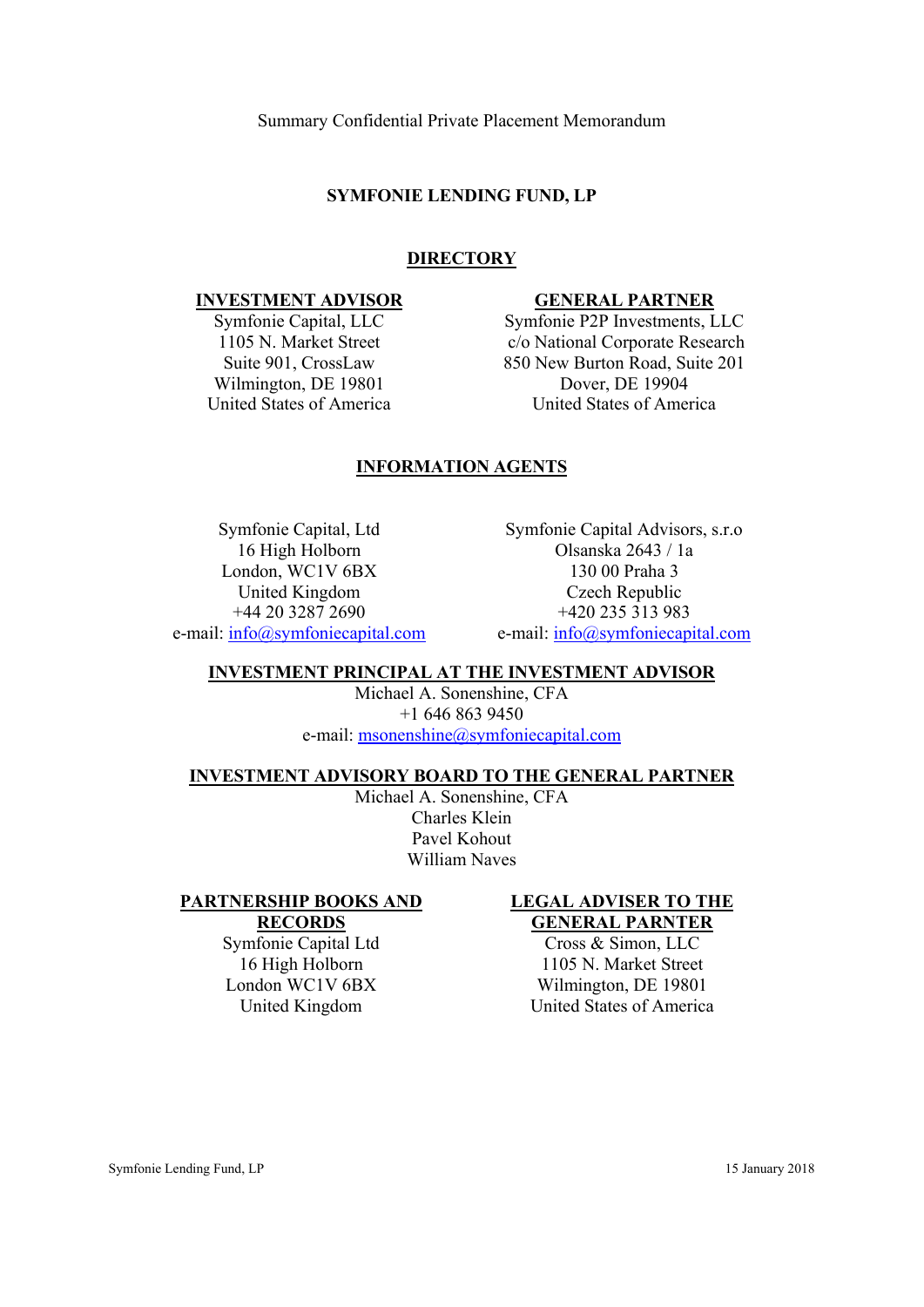Summary Confidential Private Placement Memorandum

# SYMFONIE LENDING FUND, LP

## DIRECTORY

**INVESTMENT ADVISOR**
Symfonie Capital, LLC
1105 N. Market Street
Suite 901, CrossLaw
Wilmington, DE 19801
United States of America

**GENERAL PARTNER**
Symfonie P2P Investments, LLC
c/o National Corporate Research
850 New Burton Road, Suite 201
Dover, DE 19904
United States of America

**INFORMATION AGENTS**

Symfonie Capital, Ltd
16 High Holborn
London, WC1V 6BX
United Kingdom
+44 20 3287 2690
e-mail: info@symfoniecapital.com

Symfonie Capital Advisors, s.r.o
Olsanska 2643 / 1a
130 00 Praha 3
Czech Republic
+420 235 313 983
e-mail: info@symfoniecapital.com

**INVESTMENT PRINCIPAL AT THE INVESTMENT ADVISOR**
Michael A. Sonenshine, CFA
+1 646 863 9450
e-mail: msonenshine@symfoniecapital.com

**INVESTMENT ADVISORY BOARD TO THE GENERAL PARTNER**
Michael A. Sonenshine, CFA
Charles Klein
Pavel Kohout
William Naves

**PARTNERSHIP BOOKS AND RECORDS**
Symfonie Capital Ltd
16 High Holborn
London WC1V 6BX
United Kingdom

**LEGAL ADVISER TO THE GENERAL PARNTER**
Cross & Simon, LLC
1105 N. Market Street
Wilmington, DE 19801
United States of America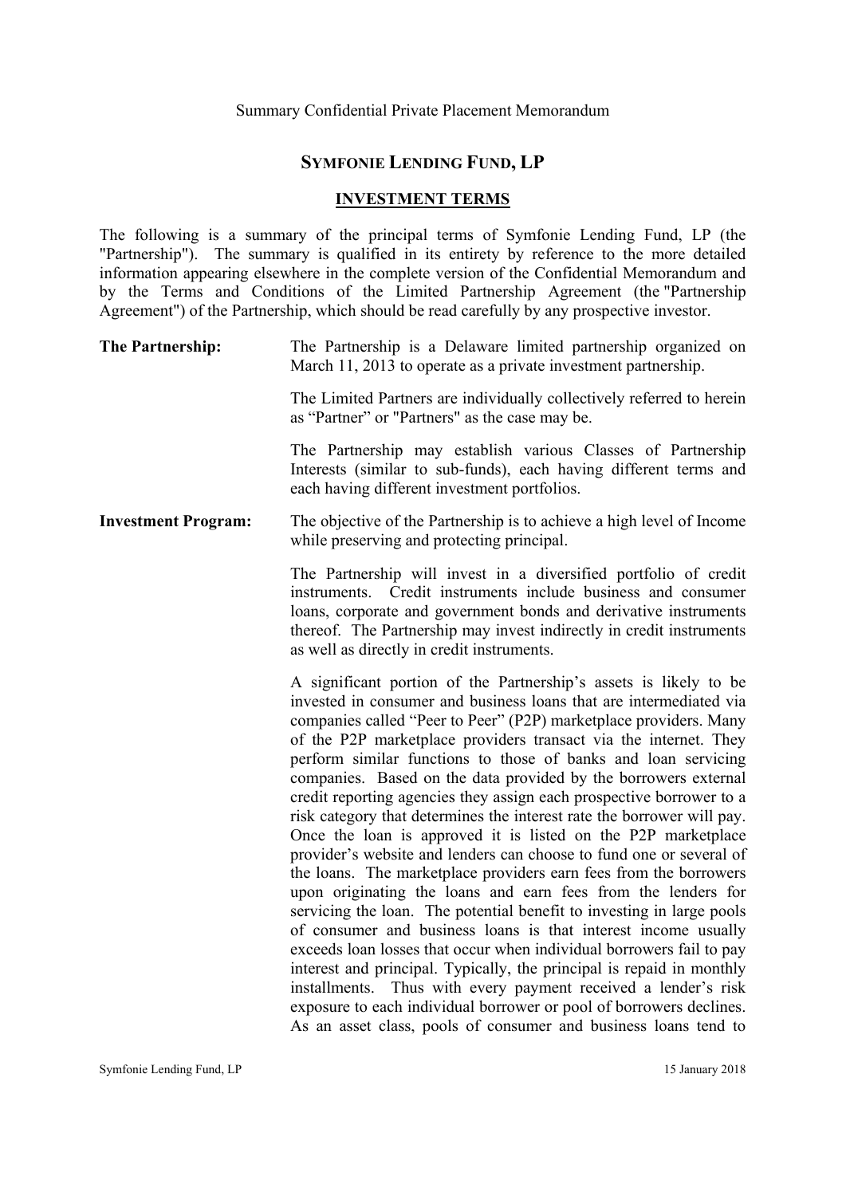Summary Confidential Private Placement Memorandum

## SYMFONIE LENDING FUND, LP

### INVESTMENT TERMS

The following is a summary of the principal terms of Symfonie Lending Fund, LP (the "Partnership"). The summary is qualified in its entirety by reference to the more detailed information appearing elsewhere in the complete version of the Confidential Memorandum and by the Terms and Conditions of the Limited Partnership Agreement (the "Partnership Agreement") of the Partnership, which should be read carefully by any prospective investor.

**The Partnership:**

The Partnership is a Delaware limited partnership organized on March 11, 2013 to operate as a private investment partnership.

The Limited Partners are individually collectively referred to herein as "Partner" or "Partners" as the case may be.

The Partnership may establish various Classes of Partnership Interests (similar to sub-funds), each having different terms and each having different investment portfolios.

**Investment Program:**

The objective of the Partnership is to achieve a high level of Income while preserving and protecting principal.

The Partnership will invest in a diversified portfolio of credit instruments. Credit instruments include business and consumer loans, corporate and government bonds and derivative instruments thereof. The Partnership may invest indirectly in credit instruments as well as directly in credit instruments.

A significant portion of the Partnership's assets is likely to be invested in consumer and business loans that are intermediated via companies called "Peer to Peer" (P2P) marketplace providers. Many of the P2P marketplace providers transact via the internet. They perform similar functions to those of banks and loan servicing companies. Based on the data provided by the borrowers external credit reporting agencies they assign each prospective borrower to a risk category that determines the interest rate the borrower will pay. Once the loan is approved it is listed on the P2P marketplace provider's website and lenders can choose to fund one or several of the loans. The marketplace providers earn fees from the borrowers upon originating the loans and earn fees from the lenders for servicing the loan. The potential benefit to investing in large pools of consumer and business loans is that interest income usually exceeds loan losses that occur when individual borrowers fail to pay interest and principal. Typically, the principal is repaid in monthly installments. Thus with every payment received a lender's risk exposure to each individual borrower or pool of borrowers declines. As an asset class, pools of consumer and business loans tend to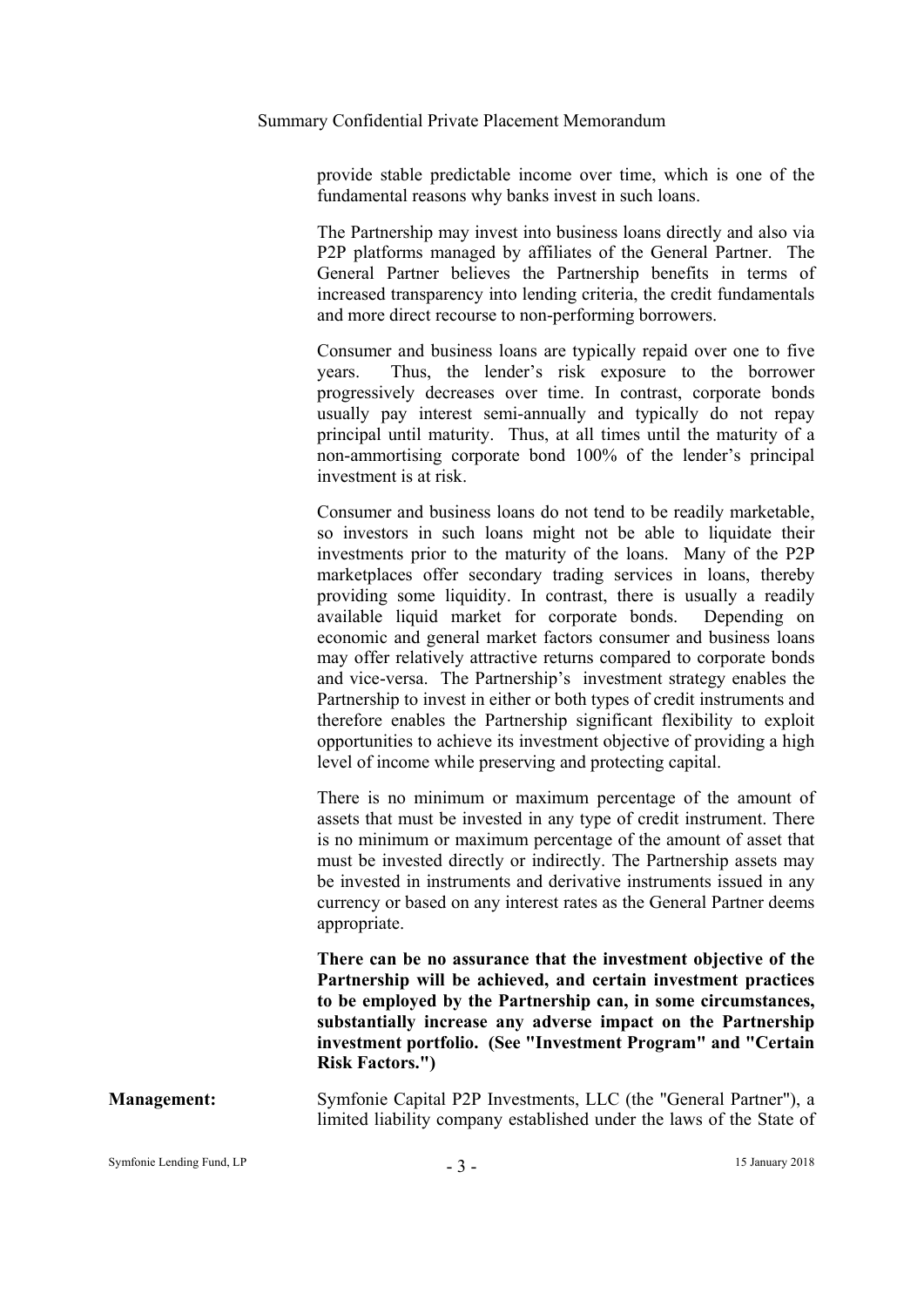provide stable predictable income over time, which is one of the fundamental reasons why banks invest in such loans.

The Partnership may invest into business loans directly and also via P2P platforms managed by affiliates of the General Partner. The General Partner believes the Partnership benefits in terms of increased transparency into lending criteria, the credit fundamentals and more direct recourse to non-performing borrowers.

Consumer and business loans are typically repaid over one to five years. Thus, the lender's risk exposure to the borrower progressively decreases over time. In contrast, corporate bonds usually pay interest semi-annually and typically do not repay principal until maturity. Thus, at all times until the maturity of a non-ammortising corporate bond 100% of the lender's principal investment is at risk.

Consumer and business loans do not tend to be readily marketable, so investors in such loans might not be able to liquidate their investments prior to the maturity of the loans. Many of the P2P marketplaces offer secondary trading services in loans, thereby providing some liquidity. In contrast, there is usually a readily available liquid market for corporate bonds. Depending on economic and general market factors consumer and business loans may offer relatively attractive returns compared to corporate bonds and vice-versa. The Partnership's investment strategy enables the Partnership to invest in either or both types of credit instruments and therefore enables the Partnership significant flexibility to exploit opportunities to achieve its investment objective of providing a high level of income while preserving and protecting capital.

There is no minimum or maximum percentage of the amount of assets that must be invested in any type of credit instrument. There is no minimum or maximum percentage of the amount of asset that must be invested directly or indirectly. The Partnership assets may be invested in instruments and derivative instruments issued in any currency or based on any interest rates as the General Partner deems appropriate.

**There can be no assurance that the investment objective of the Partnership will be achieved, and certain investment practices to be employed by the Partnership can, in some circumstances, substantially increase any adverse impact on the Partnership investment portfolio. (See "Investment Program" and "Certain Risk Factors.")**

**Management:** Symfonie Capital P2P Investments, LLC (the "General Partner"), a limited liability company established under the laws of the State of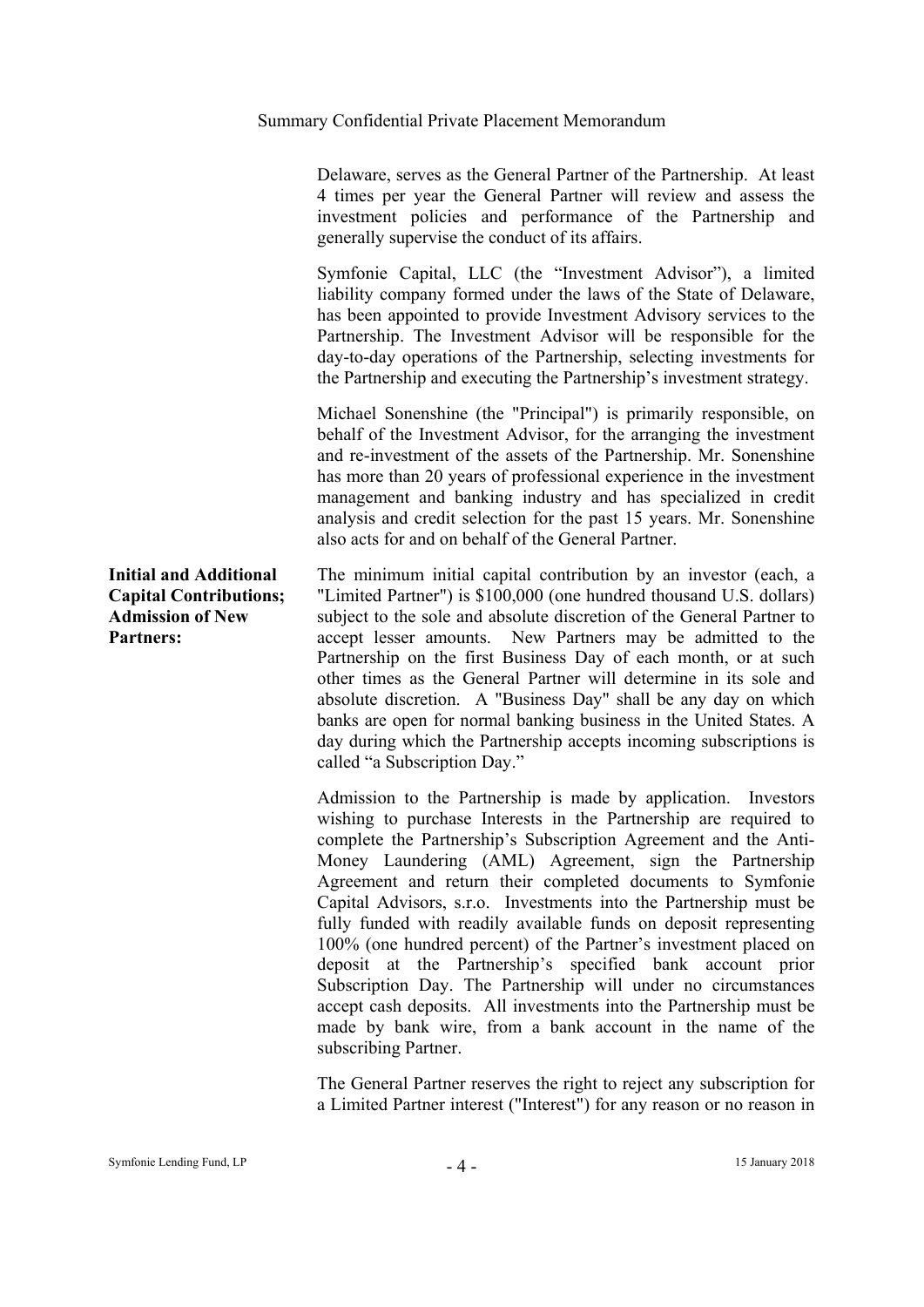Delaware, serves as the General Partner of the Partnership. At least 4 times per year the General Partner will review and assess the investment policies and performance of the Partnership and generally supervise the conduct of its affairs.

Symfonie Capital, LLC (the "Investment Advisor"), a limited liability company formed under the laws of the State of Delaware, has been appointed to provide Investment Advisory services to the Partnership. The Investment Advisor will be responsible for the day-to-day operations of the Partnership, selecting investments for the Partnership and executing the Partnership's investment strategy.

Michael Sonenshine (the "Principal") is primarily responsible, on behalf of the Investment Advisor, for the arranging the investment and re-investment of the assets of the Partnership. Mr. Sonenshine has more than 20 years of professional experience in the investment management and banking industry and has specialized in credit analysis and credit selection for the past 15 years. Mr. Sonenshine also acts for and on behalf of the General Partner.

**Initial and Additional Capital Contributions; Admission of New Partners:**

The minimum initial capital contribution by an investor (each, a "Limited Partner") is $100,000 (one hundred thousand U.S. dollars) subject to the sole and absolute discretion of the General Partner to accept lesser amounts. New Partners may be admitted to the Partnership on the first Business Day of each month, or at such other times as the General Partner will determine in its sole and absolute discretion. A "Business Day" shall be any day on which banks are open for normal banking business in the United States. A day during which the Partnership accepts incoming subscriptions is called "a Subscription Day."

Admission to the Partnership is made by application. Investors wishing to purchase Interests in the Partnership are required to complete the Partnership's Subscription Agreement and the Anti-Money Laundering (AML) Agreement, sign the Partnership Agreement and return their completed documents to Symfonie Capital Advisors, s.r.o. Investments into the Partnership must be fully funded with readily available funds on deposit representing 100% (one hundred percent) of the Partner's investment placed on deposit at the Partnership's specified bank account prior Subscription Day. The Partnership will under no circumstances accept cash deposits. All investments into the Partnership must be made by bank wire, from a bank account in the name of the subscribing Partner.

The General Partner reserves the right to reject any subscription for a Limited Partner interest ("Interest") for any reason or no reason in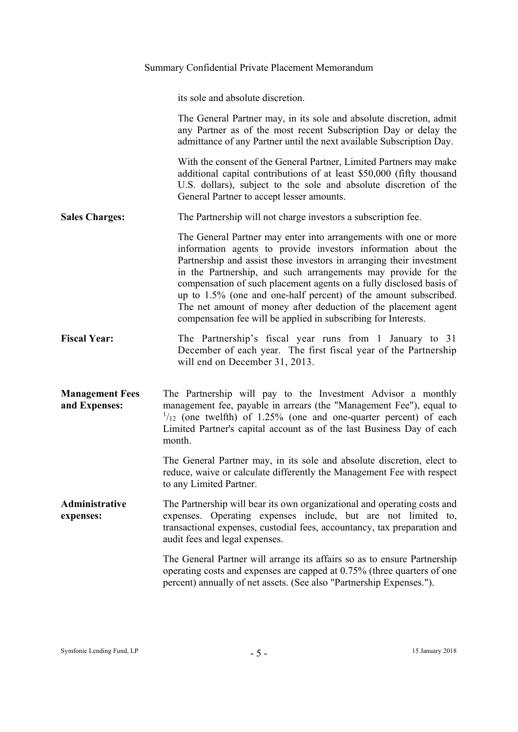its sole and absolute discretion.

The General Partner may, in its sole and absolute discretion, admit any Partner as of the most recent Subscription Day or delay the admittance of any Partner until the next available Subscription Day.

With the consent of the General Partner, Limited Partners may make additional capital contributions of at least $50,000 (fifty thousand U.S. dollars), subject to the sole and absolute discretion of the General Partner to accept lesser amounts.

**Sales Charges:** The Partnership will not charge investors a subscription fee.

The General Partner may enter into arrangements with one or more information agents to provide investors information about the Partnership and assist those investors in arranging their investment in the Partnership, and such arrangements may provide for the compensation of such placement agents on a fully disclosed basis of up to 1.5% (one and one-half percent) of the amount subscribed. The net amount of money after deduction of the placement agent compensation fee will be applied in subscribing for Interests.

**Fiscal Year:** The Partnership's fiscal year runs from 1 January to 31 December of each year. The first fiscal year of the Partnership will end on December 31, 2013.

**Management Fees and Expenses:** The Partnership will pay to the Investment Advisor a monthly management fee, payable in arrears (the "Management Fee"), equal to $^{1}/_{12}$ (one twelfth) of 1.25% (one and one-quarter percent) of each Limited Partner's capital account as of the last Business Day of each month.

The General Partner may, in its sole and absolute discretion, elect to reduce, waive or calculate differently the Management Fee with respect to any Limited Partner.

**Administrative expenses:** The Partnership will bear its own organizational and operating costs and expenses. Operating expenses include, but are not limited to, transactional expenses, custodial fees, accountancy, tax preparation and audit fees and legal expenses.

The General Partner will arrange its affairs so as to ensure Partnership operating costs and expenses are capped at 0.75% (three quarters of one percent) annually of net assets. (See also "Partnership Expenses.").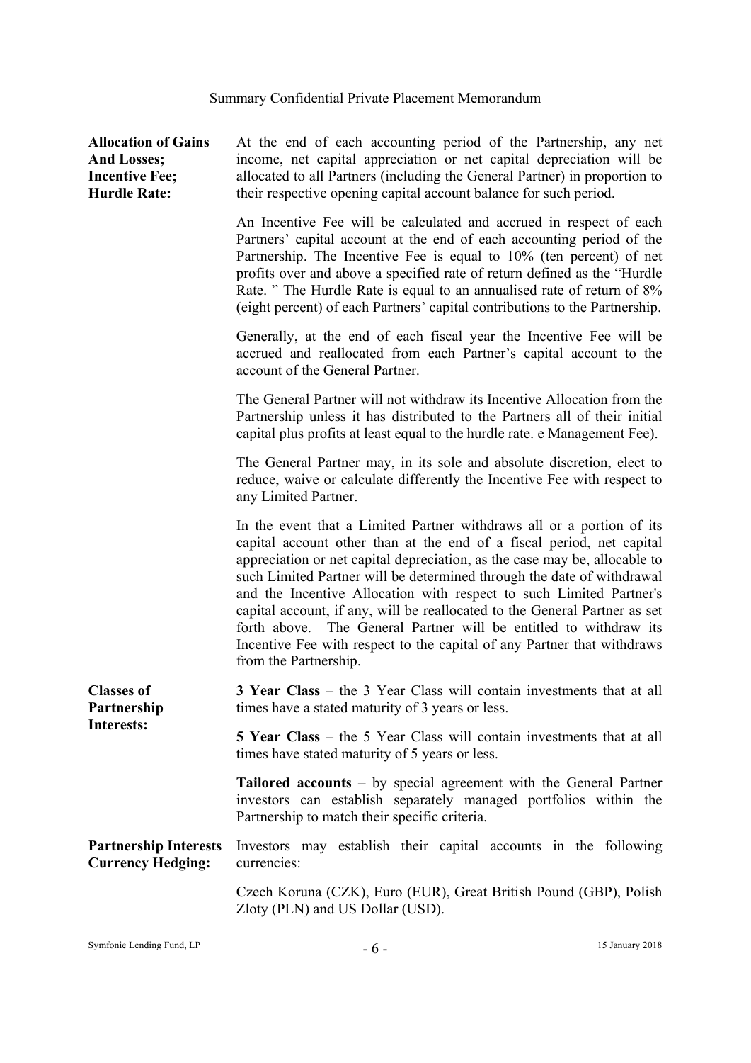**Allocation of Gains And Losses; Incentive Fee; Hurdle Rate:**

At the end of each accounting period of the Partnership, any net income, net capital appreciation or net capital depreciation will be allocated to all Partners (including the General Partner) in proportion to their respective opening capital account balance for such period.

An Incentive Fee will be calculated and accrued in respect of each Partners' capital account at the end of each accounting period of the Partnership. The Incentive Fee is equal to 10% (ten percent) of net profits over and above a specified rate of return defined as the "Hurdle Rate. " The Hurdle Rate is equal to an annualised rate of return of 8% (eight percent) of each Partners' capital contributions to the Partnership.

Generally, at the end of each fiscal year the Incentive Fee will be accrued and reallocated from each Partner's capital account to the account of the General Partner.

The General Partner will not withdraw its Incentive Allocation from the Partnership unless it has distributed to the Partners all of their initial capital plus profits at least equal to the hurdle rate. e Management Fee).

The General Partner may, in its sole and absolute discretion, elect to reduce, waive or calculate differently the Incentive Fee with respect to any Limited Partner.

In the event that a Limited Partner withdraws all or a portion of its capital account other than at the end of a fiscal period, net capital appreciation or net capital depreciation, as the case may be, allocable to such Limited Partner will be determined through the date of withdrawal and the Incentive Allocation with respect to such Limited Partner's capital account, if any, will be reallocated to the General Partner as set forth above. The General Partner will be entitled to withdraw its Incentive Fee with respect to the capital of any Partner that withdraws from the Partnership.

**Classes of Partnership Interests:**

**3 Year Class** – the 3 Year Class will contain investments that at all times have a stated maturity of 3 years or less.

**5 Year Class** – the 5 Year Class will contain investments that at all times have stated maturity of 5 years or less.

**Tailored accounts** – by special agreement with the General Partner investors can establish separately managed portfolios within the Partnership to match their specific criteria.

**Partnership Interests Currency Hedging:**

Investors may establish their capital accounts in the following currencies:

Czech Koruna (CZK), Euro (EUR), Great British Pound (GBP), Polish Zloty (PLN) and US Dollar (USD).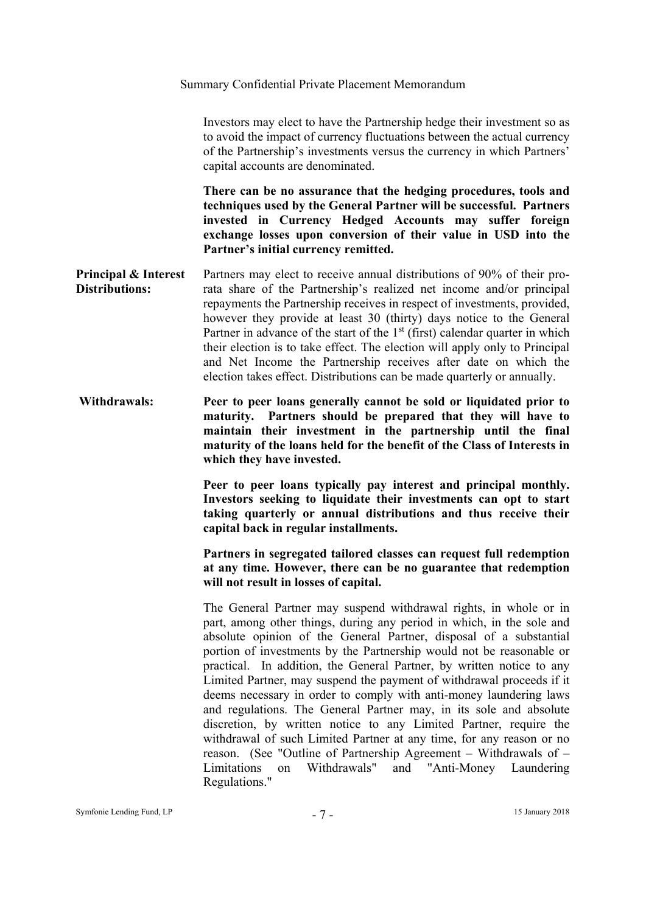Investors may elect to have the Partnership hedge their investment so as to avoid the impact of currency fluctuations between the actual currency of the Partnership's investments versus the currency in which Partners' capital accounts are denominated.

**There can be no assurance that the hedging procedures, tools and techniques used by the General Partner will be successful. Partners invested in Currency Hedged Accounts may suffer foreign exchange losses upon conversion of their value in USD into the Partner's initial currency remitted.**

**Principal & Interest Distributions:** Partners may elect to receive annual distributions of 90% of their pro-rata share of the Partnership's realized net income and/or principal repayments the Partnership receives in respect of investments, provided, however they provide at least 30 (thirty) days notice to the General Partner in advance of the start of the 1st (first) calendar quarter in which their election is to take effect. The election will apply only to Principal and Net Income the Partnership receives after date on which the election takes effect. Distributions can be made quarterly or annually.

**Withdrawals:** **Peer to peer loans generally cannot be sold or liquidated prior to maturity. Partners should be prepared that they will have to maintain their investment in the partnership until the final maturity of the loans held for the benefit of the Class of Interests in which they have invested.**

**Peer to peer loans typically pay interest and principal monthly. Investors seeking to liquidate their investments can opt to start taking quarterly or annual distributions and thus receive their capital back in regular installments.**

**Partners in segregated tailored classes can request full redemption at any time. However, there can be no guarantee that redemption will not result in losses of capital.**

The General Partner may suspend withdrawal rights, in whole or in part, among other things, during any period in which, in the sole and absolute opinion of the General Partner, disposal of a substantial portion of investments by the Partnership would not be reasonable or practical. In addition, the General Partner, by written notice to any Limited Partner, may suspend the payment of withdrawal proceeds if it deems necessary in order to comply with anti-money laundering laws and regulations. The General Partner may, in its sole and absolute discretion, by written notice to any Limited Partner, require the withdrawal of such Limited Partner at any time, for any reason or no reason. (See "Outline of Partnership Agreement – Withdrawals of – Limitations on Withdrawals" and "Anti-Money Laundering Regulations."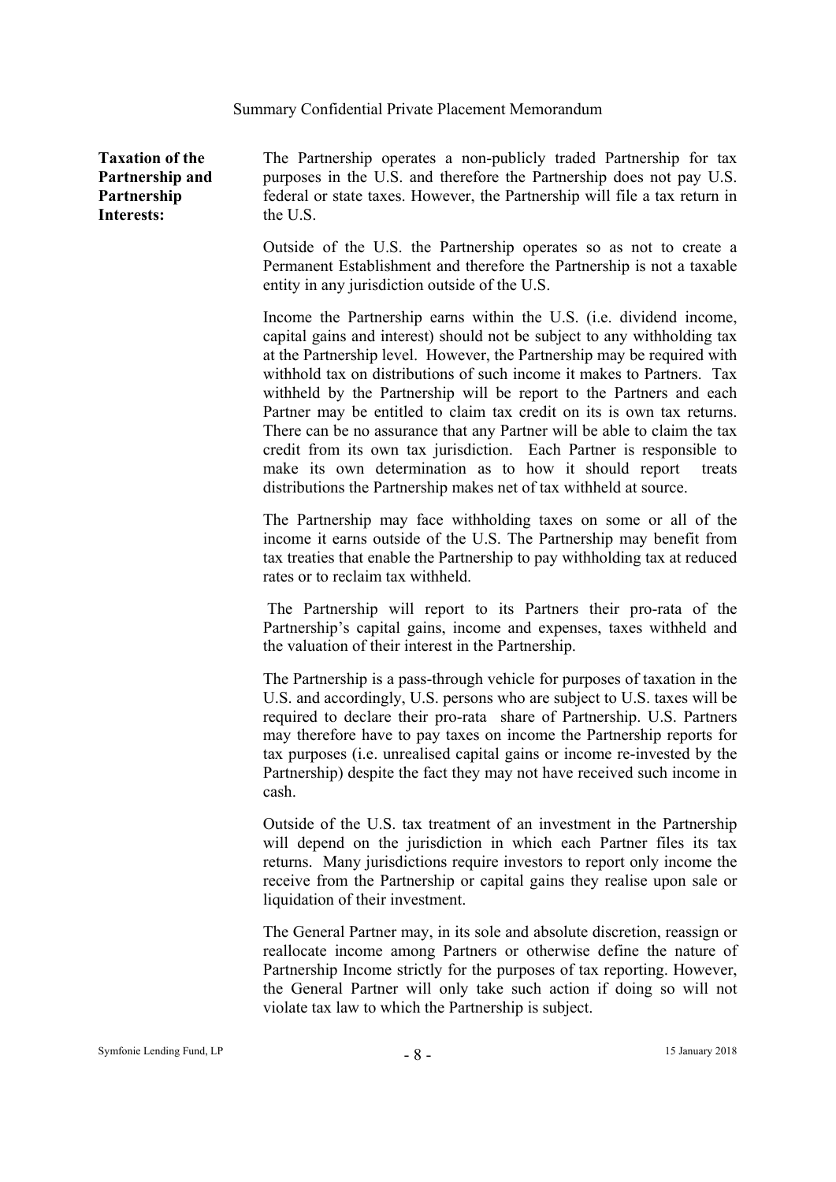**Taxation of the Partnership and Partnership Interests:**

The Partnership operates a non-publicly traded Partnership for tax purposes in the U.S. and therefore the Partnership does not pay U.S. federal or state taxes. However, the Partnership will file a tax return in the U.S.

Outside of the U.S. the Partnership operates so as not to create a Permanent Establishment and therefore the Partnership is not a taxable entity in any jurisdiction outside of the U.S.

Income the Partnership earns within the U.S. (i.e. dividend income, capital gains and interest) should not be subject to any withholding tax at the Partnership level. However, the Partnership may be required with withhold tax on distributions of such income it makes to Partners. Tax withheld by the Partnership will be report to the Partners and each Partner may be entitled to claim tax credit on its is own tax returns. There can be no assurance that any Partner will be able to claim the tax credit from its own tax jurisdiction. Each Partner is responsible to make its own determination as to how it should report treats distributions the Partnership makes net of tax withheld at source.

The Partnership may face withholding taxes on some or all of the income it earns outside of the U.S. The Partnership may benefit from tax treaties that enable the Partnership to pay withholding tax at reduced rates or to reclaim tax withheld.

The Partnership will report to its Partners their pro-rata of the Partnership's capital gains, income and expenses, taxes withheld and the valuation of their interest in the Partnership.

The Partnership is a pass-through vehicle for purposes of taxation in the U.S. and accordingly, U.S. persons who are subject to U.S. taxes will be required to declare their pro-rata share of Partnership. U.S. Partners may therefore have to pay taxes on income the Partnership reports for tax purposes (i.e. unrealised capital gains or income re-invested by the Partnership) despite the fact they may not have received such income in cash.

Outside of the U.S. tax treatment of an investment in the Partnership will depend on the jurisdiction in which each Partner files its tax returns. Many jurisdictions require investors to report only income the receive from the Partnership or capital gains they realise upon sale or liquidation of their investment.

The General Partner may, in its sole and absolute discretion, reassign or reallocate income among Partners or otherwise define the nature of Partnership Income strictly for the purposes of tax reporting. However, the General Partner will only take such action if doing so will not violate tax law to which the Partnership is subject.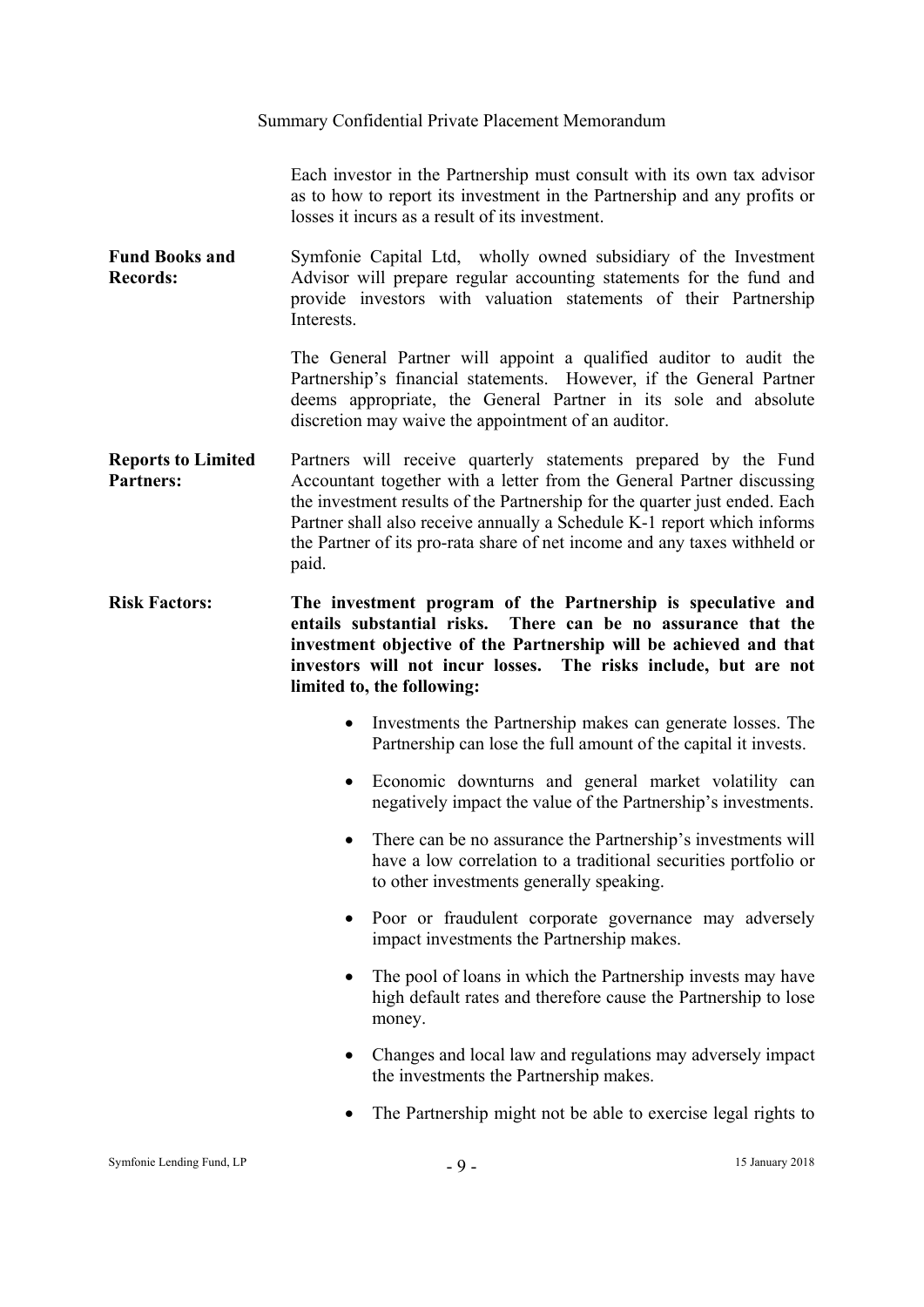Each investor in the Partnership must consult with its own tax advisor as to how to report its investment in the Partnership and any profits or losses it incurs as a result of its investment.

**Fund Books and Records:** Symfonie Capital Ltd, wholly owned subsidiary of the Investment Advisor will prepare regular accounting statements for the fund and provide investors with valuation statements of their Partnership Interests.

The General Partner will appoint a qualified auditor to audit the Partnership's financial statements. However, if the General Partner deems appropriate, the General Partner in its sole and absolute discretion may waive the appointment of an auditor.

**Reports to Limited Partners:** Partners will receive quarterly statements prepared by the Fund Accountant together with a letter from the General Partner discussing the investment results of the Partnership for the quarter just ended. Each Partner shall also receive annually a Schedule K-1 report which informs the Partner of its pro-rata share of net income and any taxes withheld or paid.

**Risk Factors:** **The investment program of the Partnership is speculative and entails substantial risks. There can be no assurance that the investment objective of the Partnership will be achieved and that investors will not incur losses. The risks include, but are not limited to, the following:**

- Investments the Partnership makes can generate losses. The Partnership can lose the full amount of the capital it invests.
- Economic downturns and general market volatility can negatively impact the value of the Partnership's investments.
- There can be no assurance the Partnership's investments will have a low correlation to a traditional securities portfolio or to other investments generally speaking.
- Poor or fraudulent corporate governance may adversely impact investments the Partnership makes.
- The pool of loans in which the Partnership invests may have high default rates and therefore cause the Partnership to lose money.
- Changes and local law and regulations may adversely impact the investments the Partnership makes.
- The Partnership might not be able to exercise legal rights to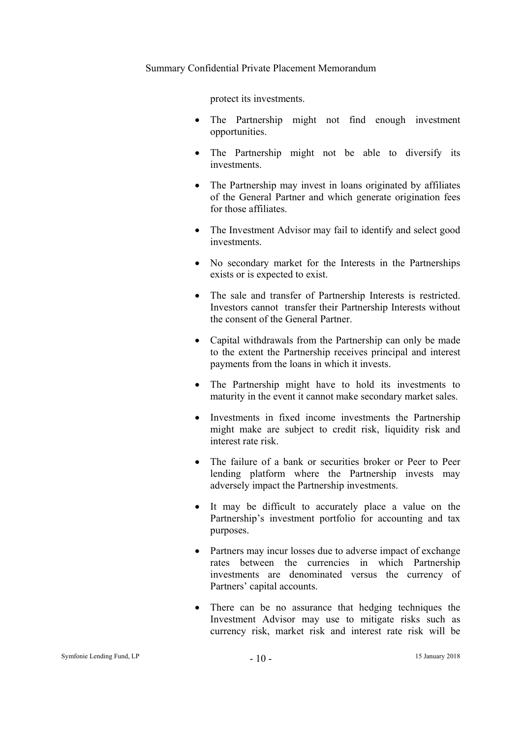protect its investments.

- The Partnership might not find enough investment opportunities.
- The Partnership might not be able to diversify its investments.
- The Partnership may invest in loans originated by affiliates of the General Partner and which generate origination fees for those affiliates.
- The Investment Advisor may fail to identify and select good investments.
- No secondary market for the Interests in the Partnerships exists or is expected to exist.
- The sale and transfer of Partnership Interests is restricted. Investors cannot transfer their Partnership Interests without the consent of the General Partner.
- Capital withdrawals from the Partnership can only be made to the extent the Partnership receives principal and interest payments from the loans in which it invests.
- The Partnership might have to hold its investments to maturity in the event it cannot make secondary market sales.
- Investments in fixed income investments the Partnership might make are subject to credit risk, liquidity risk and interest rate risk.
- The failure of a bank or securities broker or Peer to Peer lending platform where the Partnership invests may adversely impact the Partnership investments.
- It may be difficult to accurately place a value on the Partnership's investment portfolio for accounting and tax purposes.
- Partners may incur losses due to adverse impact of exchange rates between the currencies in which Partnership investments are denominated versus the currency of Partners' capital accounts.
- There can be no assurance that hedging techniques the Investment Advisor may use to mitigate risks such as currency risk, market risk and interest rate risk will be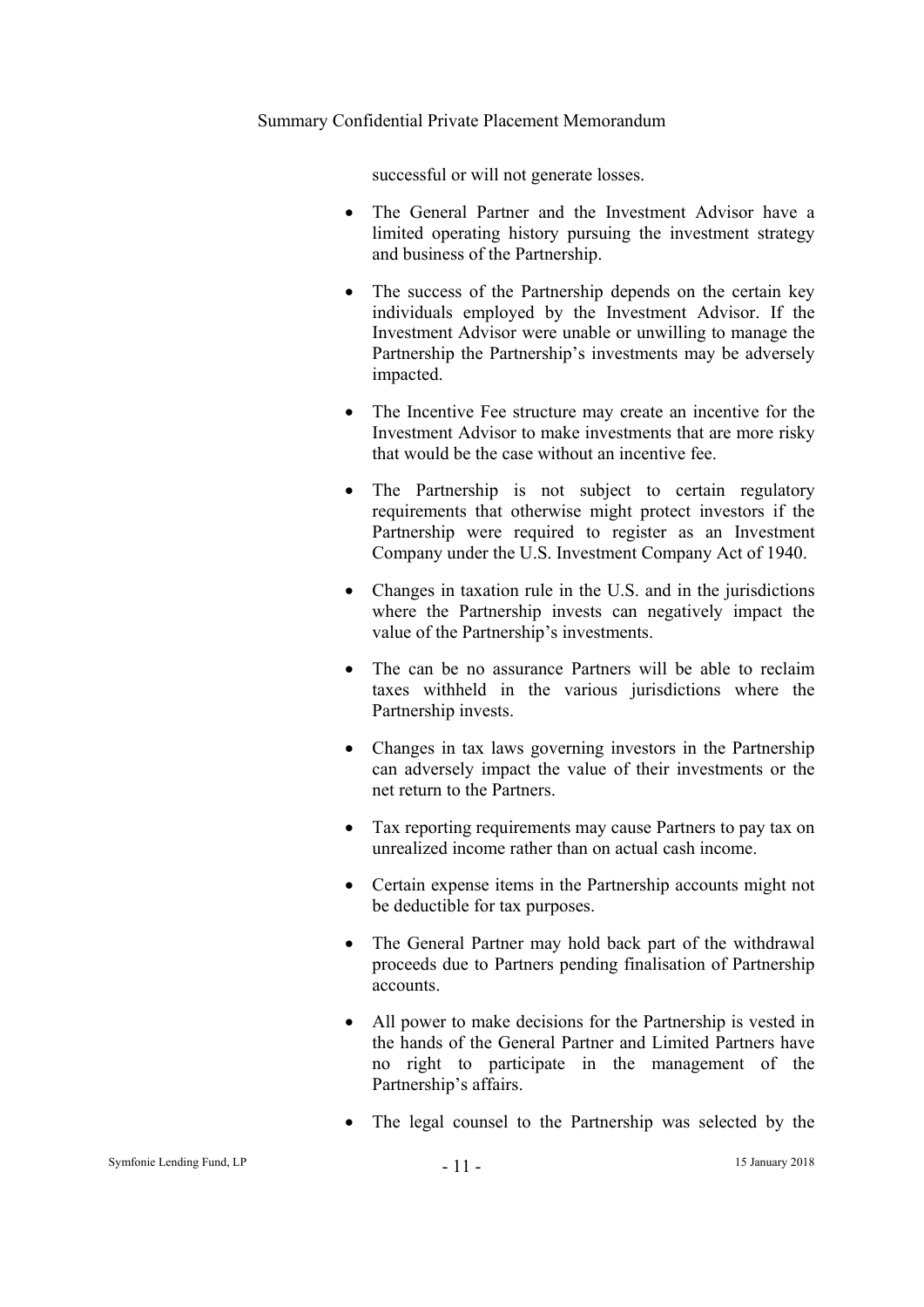successful or will not generate losses.

- The General Partner and the Investment Advisor have a limited operating history pursuing the investment strategy and business of the Partnership.
- The success of the Partnership depends on the certain key individuals employed by the Investment Advisor. If the Investment Advisor were unable or unwilling to manage the Partnership the Partnership's investments may be adversely impacted.
- The Incentive Fee structure may create an incentive for the Investment Advisor to make investments that are more risky that would be the case without an incentive fee.
- The Partnership is not subject to certain regulatory requirements that otherwise might protect investors if the Partnership were required to register as an Investment Company under the U.S. Investment Company Act of 1940.
- Changes in taxation rule in the U.S. and in the jurisdictions where the Partnership invests can negatively impact the value of the Partnership's investments.
- The can be no assurance Partners will be able to reclaim taxes withheld in the various jurisdictions where the Partnership invests.
- Changes in tax laws governing investors in the Partnership can adversely impact the value of their investments or the net return to the Partners.
- Tax reporting requirements may cause Partners to pay tax on unrealized income rather than on actual cash income.
- Certain expense items in the Partnership accounts might not be deductible for tax purposes.
- The General Partner may hold back part of the withdrawal proceeds due to Partners pending finalisation of Partnership accounts.
- All power to make decisions for the Partnership is vested in the hands of the General Partner and Limited Partners have no right to participate in the management of the Partnership's affairs.
- The legal counsel to the Partnership was selected by the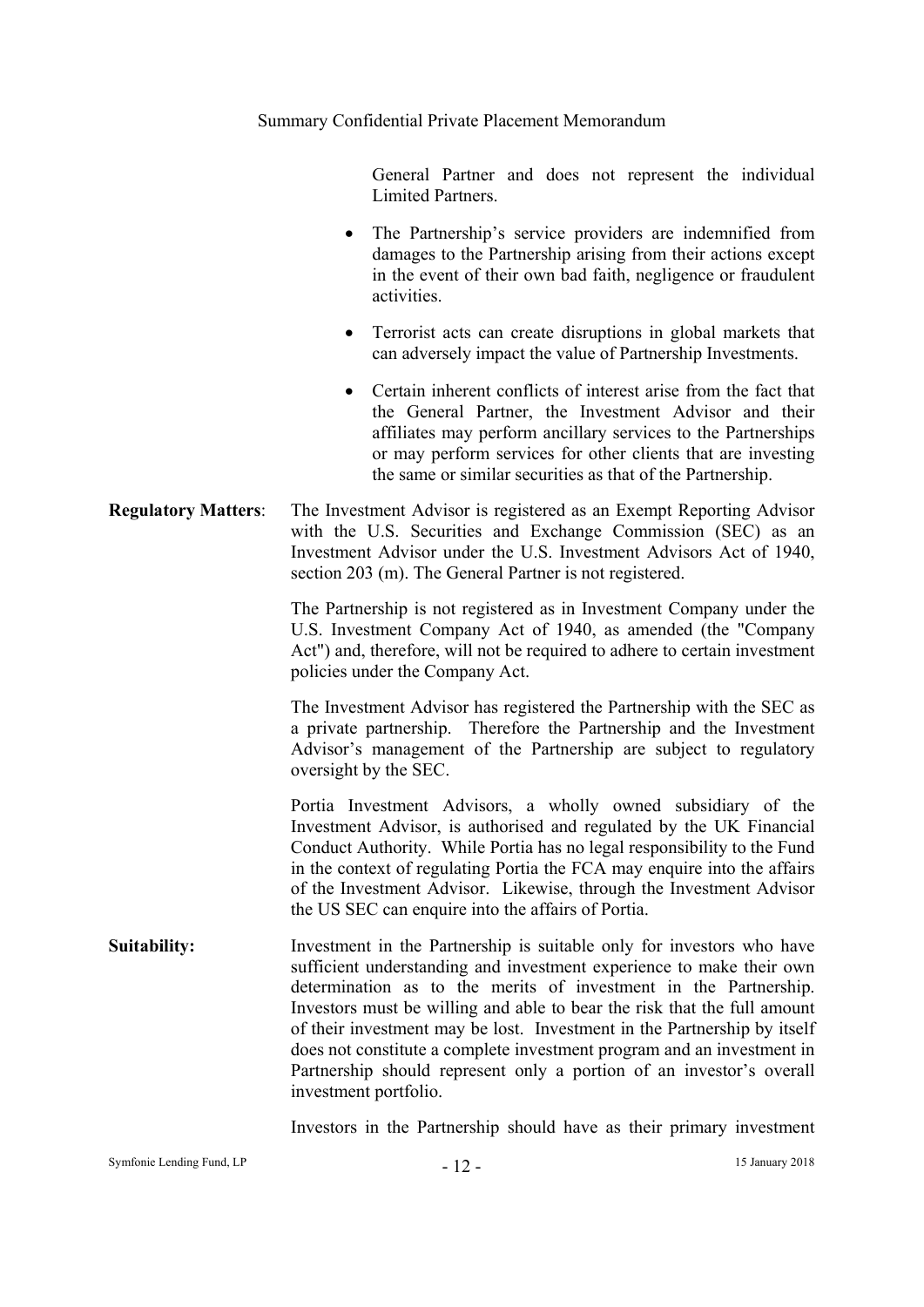General Partner and does not represent the individual Limited Partners.

- The Partnership's service providers are indemnified from damages to the Partnership arising from their actions except in the event of their own bad faith, negligence or fraudulent activities.
- Terrorist acts can create disruptions in global markets that can adversely impact the value of Partnership Investments.
- Certain inherent conflicts of interest arise from the fact that the General Partner, the Investment Advisor and their affiliates may perform ancillary services to the Partnerships or may perform services for other clients that are investing the same or similar securities as that of the Partnership.

**Regulatory Matters**: The Investment Advisor is registered as an Exempt Reporting Advisor with the U.S. Securities and Exchange Commission (SEC) as an Investment Advisor under the U.S. Investment Advisors Act of 1940, section 203 (m). The General Partner is not registered.

The Partnership is not registered as in Investment Company under the U.S. Investment Company Act of 1940, as amended (the "Company Act") and, therefore, will not be required to adhere to certain investment policies under the Company Act.

The Investment Advisor has registered the Partnership with the SEC as a private partnership. Therefore the Partnership and the Investment Advisor's management of the Partnership are subject to regulatory oversight by the SEC.

Portia Investment Advisors, a wholly owned subsidiary of the Investment Advisor, is authorised and regulated by the UK Financial Conduct Authority. While Portia has no legal responsibility to the Fund in the context of regulating Portia the FCA may enquire into the affairs of the Investment Advisor. Likewise, through the Investment Advisor the US SEC can enquire into the affairs of Portia.

**Suitability:** Investment in the Partnership is suitable only for investors who have sufficient understanding and investment experience to make their own determination as to the merits of investment in the Partnership. Investors must be willing and able to bear the risk that the full amount of their investment may be lost. Investment in the Partnership by itself does not constitute a complete investment program and an investment in Partnership should represent only a portion of an investor's overall investment portfolio.

Investors in the Partnership should have as their primary investment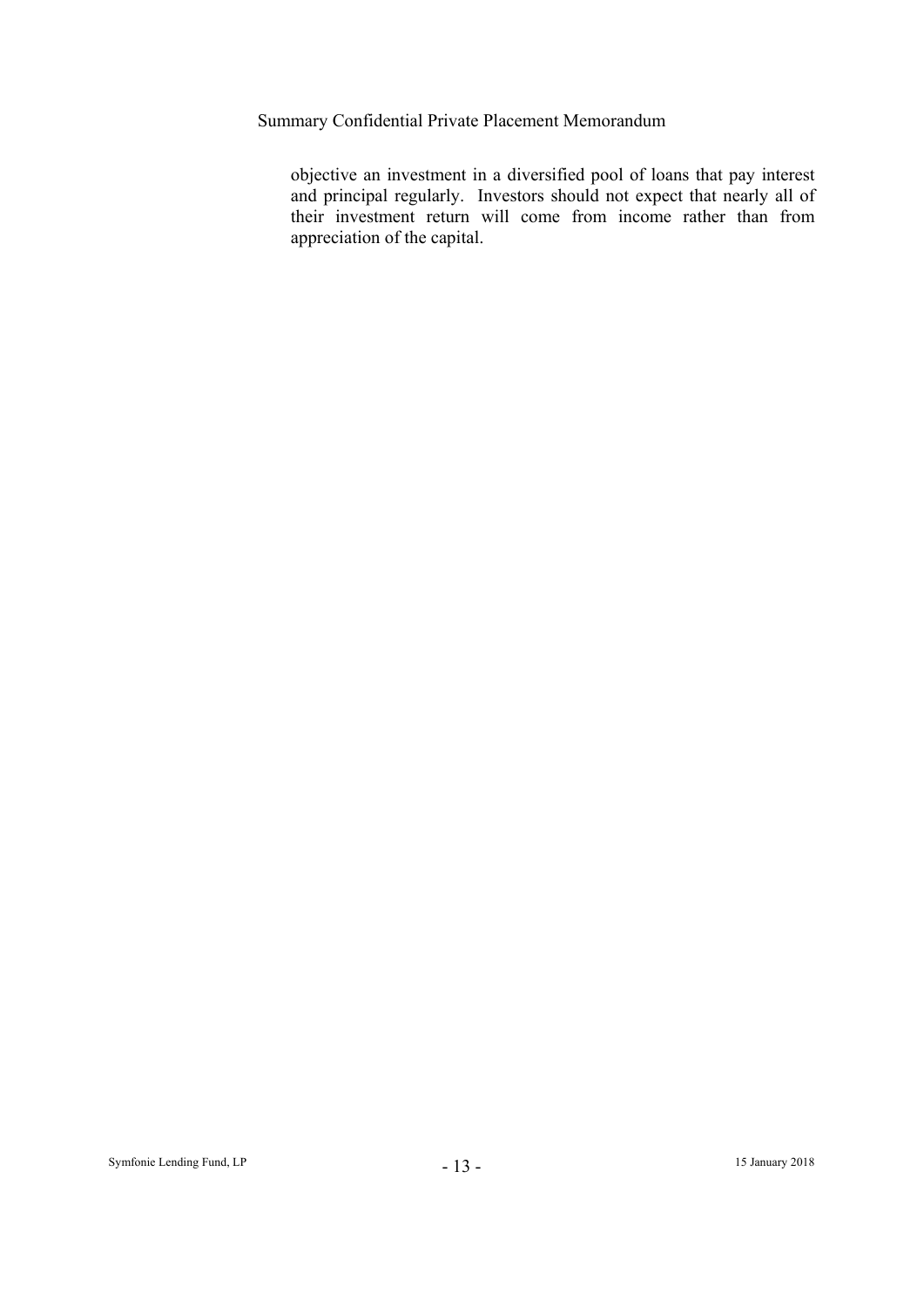objective an investment in a diversified pool of loans that pay interest and principal regularly. Investors should not expect that nearly all of their investment return will come from income rather than from appreciation of the capital.